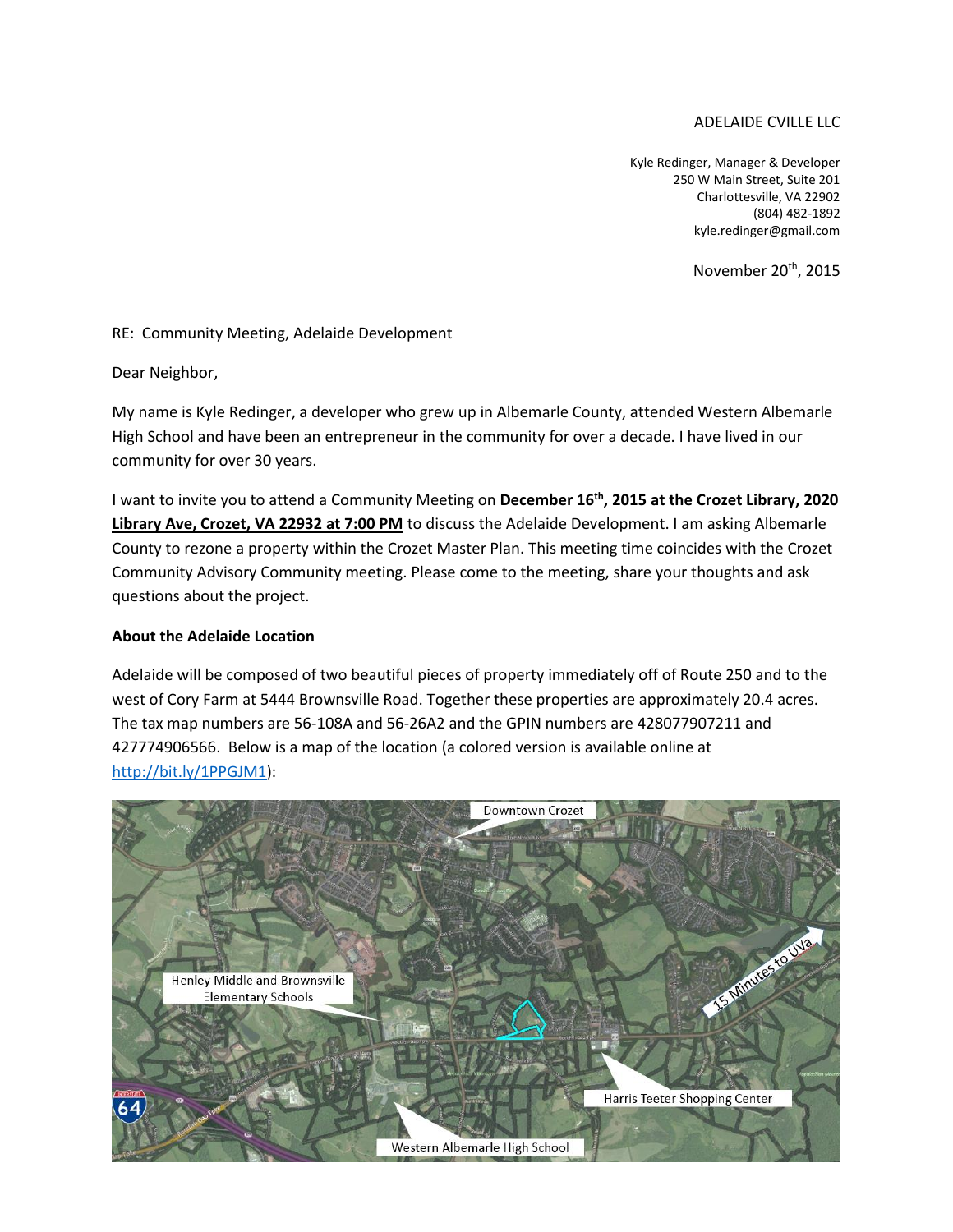ADELAIDE CVILLE LLC

Kyle Redinger, Manager & Developer
250 W Main Street, Suite 201
Charlottesville, VA 22902
(804) 482-1892
kyle.redinger@gmail.com

November 20th, 2015

RE: Community Meeting, Adelaide Development

Dear Neighbor,

My name is Kyle Redinger, a developer who grew up in Albemarle County, attended Western Albemarle High School and have been an entrepreneur in the community for over a decade. I have lived in our community for over 30 years.

I want to invite you to attend a Community Meeting on **December 16th, 2015 at the Crozet Library, 2020 Library Ave, Crozet, VA 22932 at 7:00 PM** to discuss the Adelaide Development. I am asking Albemarle County to rezone a property within the Crozet Master Plan. This meeting time coincides with the Crozet Community Advisory Community meeting. Please come to the meeting, share your thoughts and ask questions about the project.

**About the Adelaide Location**

Adelaide will be composed of two beautiful pieces of property immediately off of Route 250 and to the west of Cory Farm at 5444 Brownsville Road. Together these properties are approximately 20.4 acres. The tax map numbers are 56-108A and 56-26A2 and the GPIN numbers are 428077907211 and 427774906566. Below is a map of the location (a colored version is available online at http://bit.ly/1PPGJM1):

Downtown Crozet

Henley Middle and Brownsville Elementary Schools

15 Minutes to UVa

Harris Teeter Shopping Center

Western Albemarle High School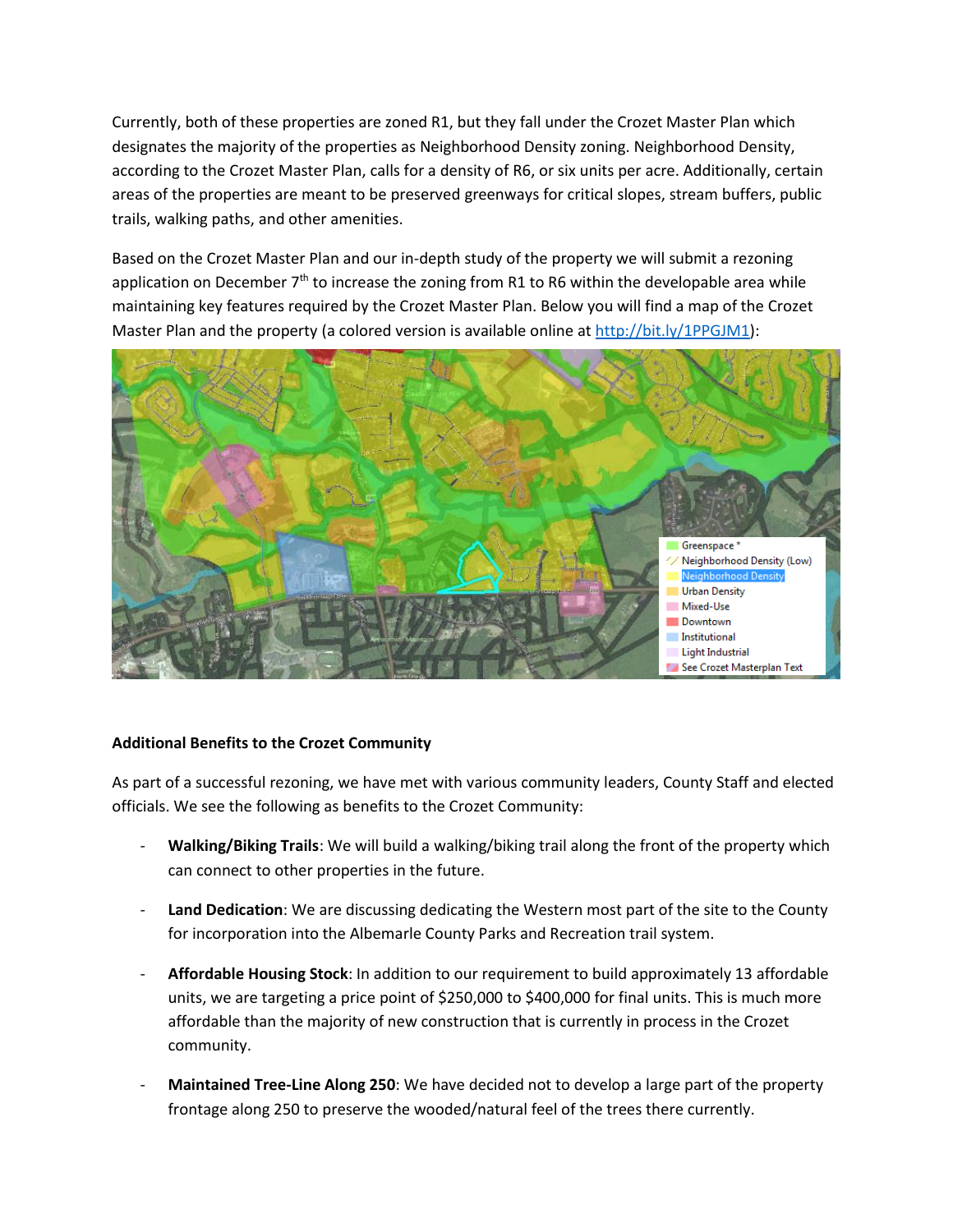Currently, both of these properties are zoned R1, but they fall under the Crozet Master Plan which designates the majority of the properties as Neighborhood Density zoning. Neighborhood Density, according to the Crozet Master Plan, calls for a density of R6, or six units per acre. Additionally, certain areas of the properties are meant to be preserved greenways for critical slopes, stream buffers, public trails, walking paths, and other amenities.

Based on the Crozet Master Plan and our in-depth study of the property we will submit a rezoning application on December 7th to increase the zoning from R1 to R6 within the developable area while maintaining key features required by the Crozet Master Plan. Below you will find a map of the Crozet Master Plan and the property (a colored version is available online at http://bit.ly/1PPGJM1):

**Additional Benefits to the Crozet Community**

As part of a successful rezoning, we have met with various community leaders, County Staff and elected officials. We see the following as benefits to the Crozet Community:

- **Walking/Biking Trails**: We will build a walking/biking trail along the front of the property which can connect to other properties in the future.
- **Land Dedication**: We are discussing dedicating the Western most part of the site to the County for incorporation into the Albemarle County Parks and Recreation trail system.
- **Affordable Housing Stock**: In addition to our requirement to build approximately 13 affordable units, we are targeting a price point of $250,000 to $400,000 for final units. This is much more affordable than the majority of new construction that is currently in process in the Crozet community.
- **Maintained Tree-Line Along 250**: We have decided not to develop a large part of the property frontage along 250 to preserve the wooded/natural feel of the trees there currently.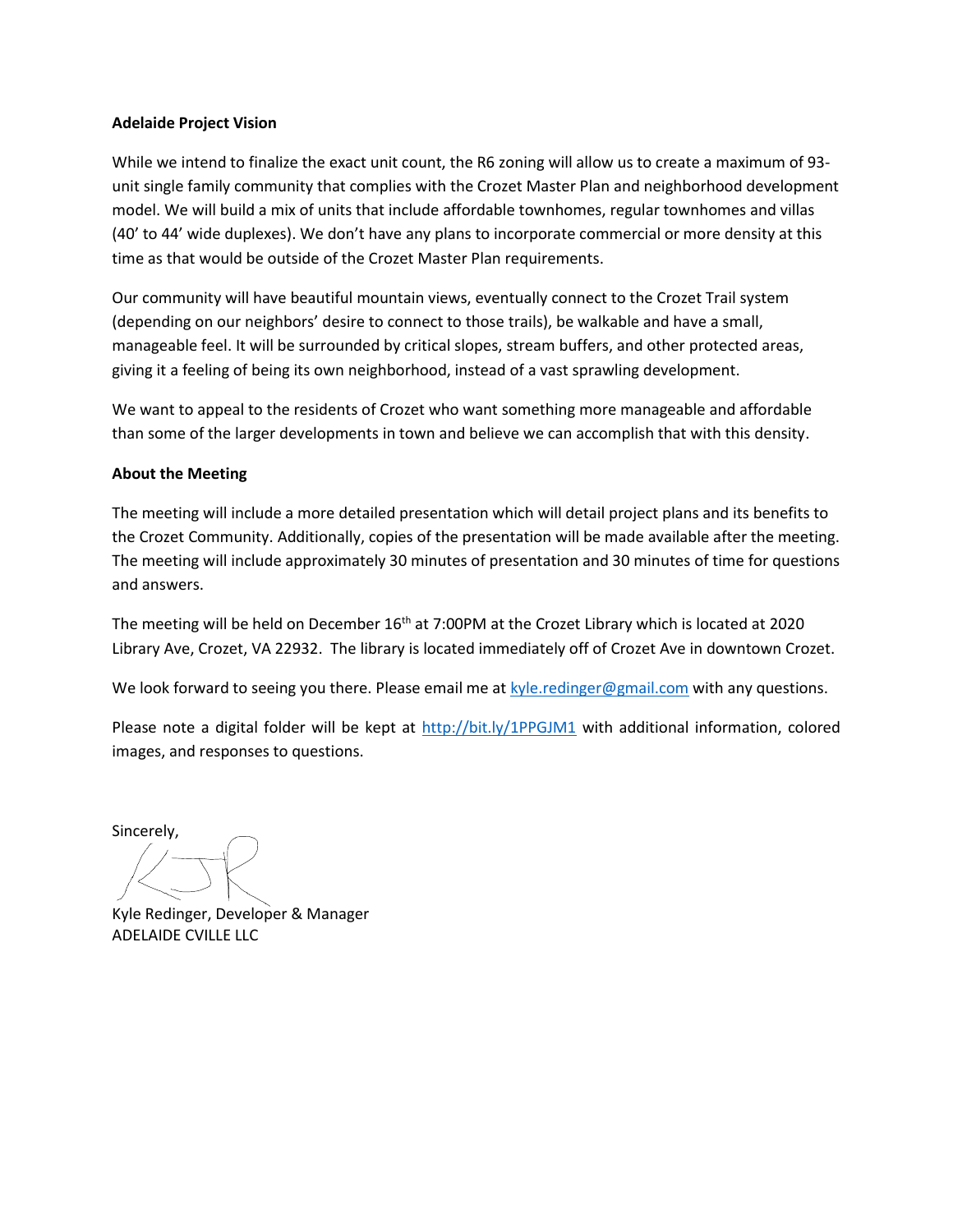**Adelaide Project Vision**

While we intend to finalize the exact unit count, the R6 zoning will allow us to create a maximum of 93-unit single family community that complies with the Crozet Master Plan and neighborhood development model. We will build a mix of units that include affordable townhomes, regular townhomes and villas (40' to 44' wide duplexes). We don't have any plans to incorporate commercial or more density at this time as that would be outside of the Crozet Master Plan requirements.

Our community will have beautiful mountain views, eventually connect to the Crozet Trail system (depending on our neighbors' desire to connect to those trails), be walkable and have a small, manageable feel. It will be surrounded by critical slopes, stream buffers, and other protected areas, giving it a feeling of being its own neighborhood, instead a vast sprawling development.

We want to appeal to the residents of Crozet who want something more manageable and affordable than some of the larger developments in town and believe we can accomplish that with this density.

**About the Meeting**

The meeting will include a more detailed presentation which will detail project plans and its benefits to the Crozet Community. Additionally, copies of the presentation will be made available after the meeting. The meeting will include approximately 30 minutes of presentation and 30 minutes of time for questions and answers.

The meeting will be held on December 16th at 7:00PM at the Crozet Library which is located at 2020 Library Ave, Crozet, VA 22932. The library is located immediately off of Crozet Ave in downtown Crozet.

We look forward to seeing you there. Please email me at kyle.redinger@gmail.com with any questions.

Please note a digital folder will be kept at http://bit.ly/1PPGJM1 with additional information, colored images, and responses to questions.

Sincerely,

Kyle Redinger, Developer & Manager
ADELAIDE CVILLE LLC